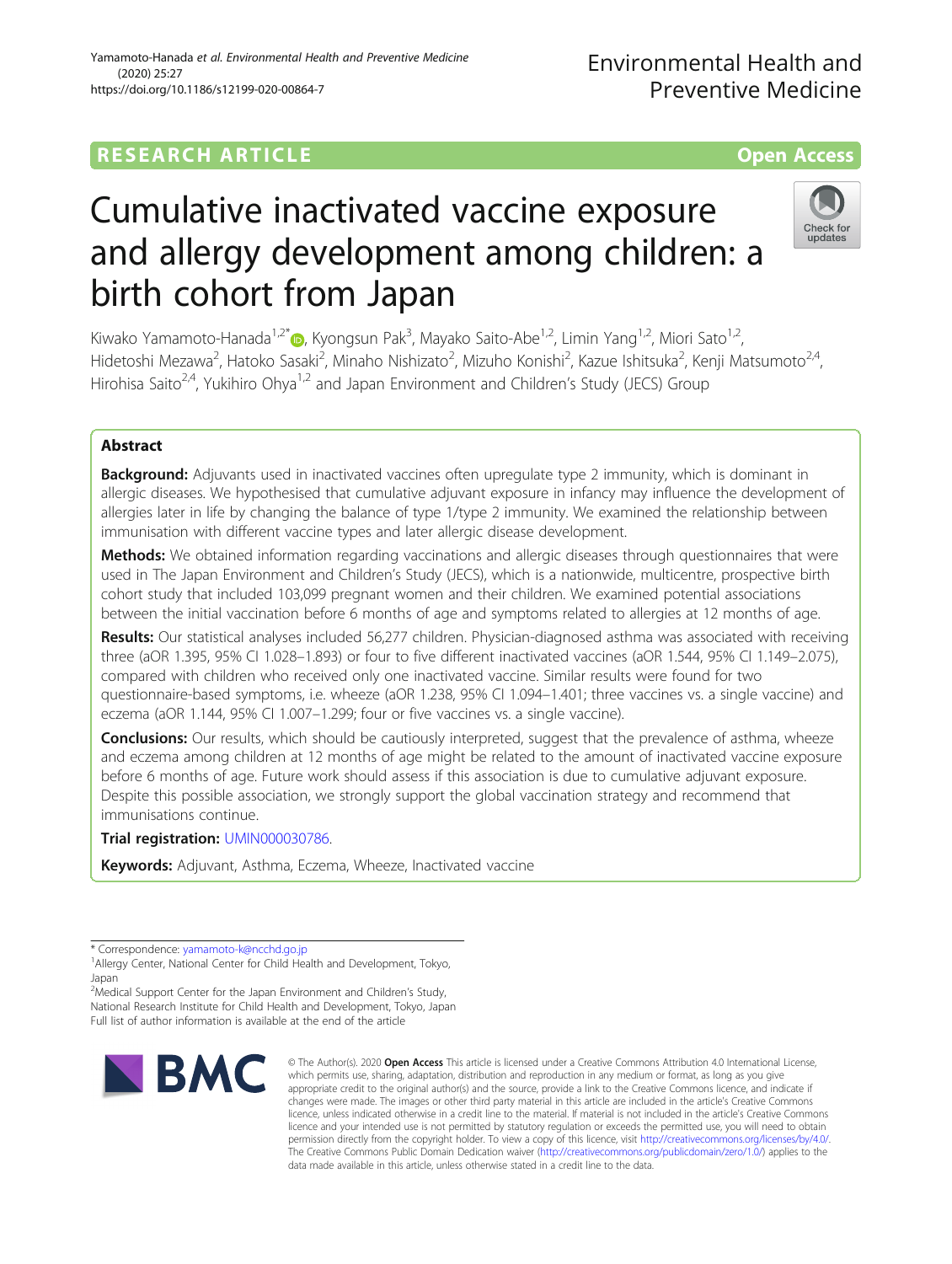RESEARCH ARTICLE

Open Access

# Cumulative inactivated vaccine exposure and allergy development among children: a birth cohort from Japan

Kiwako Yamamoto-Hanada[1,2*], Kyongsun Pak[3], Mayako Saito-Abe[1,2], Limin Yang[1,2], Miori Sato[1,2], Hidetoshi Mezawa[2], Hatoko Sasaki[2], Minaho Nishizato[2], Mizuho Konishi[2], Kazue Ishitsuka[2], Kenji Matsumoto[2,4], Hirohisa Saito[2,4], Yukihiro Ohya[1,2] and Japan Environment and Children's Study (JECS) Group

## Abstract

**Background:** Adjuvants used in inactivated vaccines often upregulate type 2 immunity, which is dominant in allergic diseases. We hypothesised that cumulative adjuvant exposure in infancy may influence the development of allergies later in life by changing the balance of type 1/type 2 immunity. We examined the relationship between immunisation with different vaccine types and later allergic disease development.

**Methods:** We obtained information regarding vaccinations and allergic diseases through questionnaires that were used in The Japan Environment and Children's Study (JECS), which is a nationwide, multicentre, prospective birth cohort study that included 103,099 pregnant women and their children. We examined potential associations between the initial vaccination before 6 months of age and symptoms related to allergies at 12 months of age.

**Results:** Our statistical analyses included 56,277 children. Physician-diagnosed asthma was associated with receiving three (aOR 1.395, 95% CI 1.028–1.893) or four to five different inactivated vaccines (aOR 1.544, 95% CI 1.149–2.075), compared with children who received only one inactivated vaccine. Similar results were found for two questionnaire-based symptoms, i.e. wheeze (aOR 1.238, 95% CI 1.094–1.401; three vaccines vs. a single vaccine) and eczema (aOR 1.144, 95% CI 1.007–1.299; four or five vaccines vs. a single vaccine).

**Conclusions:** Our results, which should be cautiously interpreted, suggest that the prevalence of asthma, wheeze and eczema among children at 12 months of age might be related to the amount of inactivated vaccine exposure before 6 months of age. Future work should assess if this association is due to cumulative adjuvant exposure. Despite this possible association, we strongly support the global vaccination strategy and recommend that immunisations continue.

**Trial registration:** UMIN000030786.

**Keywords:** Adjuvant, Asthma, Eczema, Wheeze, Inactivated vaccine

---

* Correspondence: yamamoto-k@ncchd.go.jp
[1]Allergy Center, National Center for Child Health and Development, Tokyo, Japan
[2]Medical Support Center for the Japan Environment and Children's Study, National Research Institute for Child Health and Development, Tokyo, Japan
Full list of author information is available at the end of the article

© The Author(s). 2020 **Open Access** This article is licensed under a Creative Commons Attribution 4.0 International License, which permits use, sharing, adaptation, distribution and reproduction in any medium or format, as long as you give appropriate credit to the original author(s) and the source, provide a link to the Creative Commons licence, and indicate if changes were made. The images or other third party material in this article are included in the article's Creative Commons licence, unless indicated otherwise in a credit line to the material. If material is not included in the article's Creative Commons licence and your intended use is not permitted by statutory regulation or exceeds the permitted use, you will need to obtain permission directly from the copyright holder. To view a copy of this licence, visit http://creativecommons.org/licenses/by/4.0/. The Creative Commons Public Domain Dedication waiver (http://creativecommons.org/publicdomain/zero/1.0/) applies to the data made available in this article, unless otherwise stated in a credit line to the data.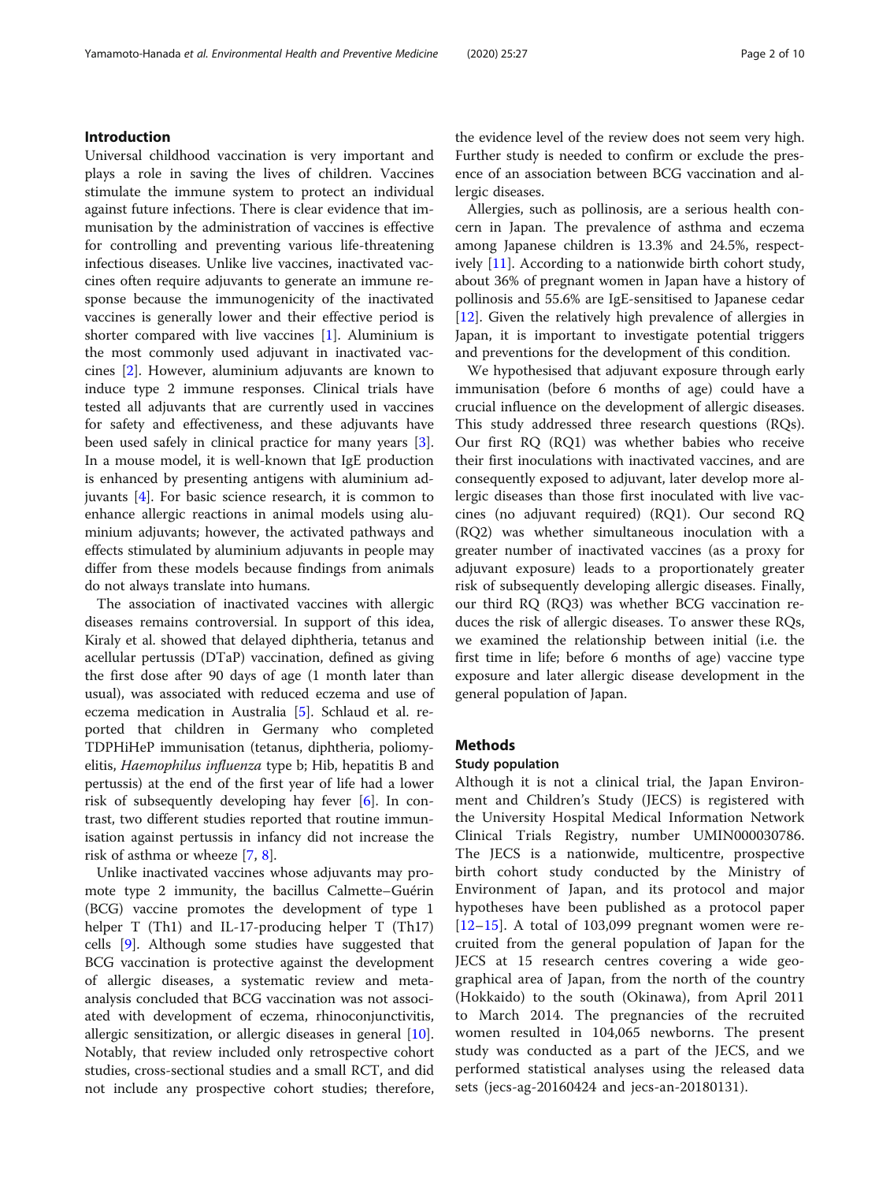## Introduction

Universal childhood vaccination is very important and plays a role in saving the lives of children. Vaccines stimulate the immune system to protect an individual against future infections. There is clear evidence that immunisation by the administration of vaccines is effective for controlling and preventing various life-threatening infectious diseases. Unlike live vaccines, inactivated vaccines often require adjuvants to generate an immune response because the immunogenicity of the inactivated vaccines is generally lower and their effective period is shorter compared with live vaccines [1]. Aluminium is the most commonly used adjuvant in inactivated vaccines [2]. However, aluminium adjuvants are known to induce type 2 immune responses. Clinical trials have tested all adjuvants that are currently used in vaccines for safety and effectiveness, and these adjuvants have been used safely in clinical practice for many years [3]. In a mouse model, it is well-known that IgE production is enhanced by presenting antigens with aluminium adjuvants [4]. For basic science research, it is common to enhance allergic reactions in animal models using aluminium adjuvants; however, the activated pathways and effects stimulated by aluminium adjuvants in people may differ from these models because findings from animals do not always translate into humans.

The association of inactivated vaccines with allergic diseases remains controversial. In support of this idea, Kiraly et al. showed that delayed diphtheria, tetanus and acellular pertussis (DTaP) vaccination, defined as giving the first dose after 90 days of age (1 month later than usual), was associated with reduced eczema and use of eczema medication in Australia [5]. Schlaud et al. reported that children in Germany who completed TDPHiHeP immunisation (tetanus, diphtheria, poliomyelitis, *Haemophilus influenza* type b; Hib, hepatitis B and pertussis) at the end of the first year of life had a lower risk of subsequently developing hay fever [6]. In contrast, two different studies reported that routine immunisation against pertussis in infancy did not increase the risk of asthma or wheeze [7, 8].

Unlike inactivated vaccines whose adjuvants may promote type 2 immunity, the bacillus Calmette–Guérin (BCG) vaccine promotes the development of type 1 helper T (Th1) and IL-17-producing helper T (Th17) cells [9]. Although some studies have suggested that BCG vaccination is protective against the development of allergic diseases, a systematic review and meta-analysis concluded that BCG vaccination was not associated with development of eczema, rhinoconjunctivitis, allergic sensitization, or allergic diseases in general [10]. Notably, that review included only retrospective cohort studies, cross-sectional studies and a small RCT, and did not include any prospective cohort studies; therefore, the evidence level of the review does not seem very high. Further study is needed to confirm or exclude the presence of an association between BCG vaccination and allergic diseases.

Allergies, such as pollinosis, are a serious health concern in Japan. The prevalence of asthma and eczema among Japanese children is 13.3% and 24.5%, respectively [11]. According to a nationwide birth cohort study, about 36% of pregnant women in Japan have a history of pollinosis and 55.6% are IgE-sensitised to Japanese cedar [12]. Given the relatively high prevalence of allergies in Japan, it is important to investigate potential triggers and preventions for the development of this condition.

We hypothesised that adjuvant exposure through early immunisation (before 6 months of age) could have a crucial influence on the development of allergic diseases. This study addressed three research questions (RQs). Our first RQ (RQ1) was whether babies who receive their first inoculations with inactivated vaccines, and are consequently exposed to adjuvant, later develop more allergic diseases than those first inoculated with live vaccines (no adjuvant required) (RQ1). Our second RQ (RQ2) was whether simultaneous inoculation with a greater number of inactivated vaccines (as a proxy for adjuvant exposure) leads to a proportionately greater risk of subsequently developing allergic diseases. Finally, our third RQ (RQ3) was whether BCG vaccination reduces the risk of allergic diseases. To answer these RQs, we examined the relationship between initial (i.e. the first time in life; before 6 months of age) vaccine type exposure and later allergic disease development in the general population of Japan.

## Methods

### Study population

Although it is not a clinical trial, the Japan Environment and Children's Study (JECS) is registered with the University Hospital Medical Information Network Clinical Trials Registry, number UMIN000030786. The JECS is a nationwide, multicentre, prospective birth cohort study conducted by the Ministry of Environment of Japan, and its protocol and major hypotheses have been published as a protocol paper [12–15]. A total of 103,099 pregnant women were recruited from the general population of Japan for the JECS at 15 research centres covering a wide geographical area of Japan, from the north of the country (Hokkaido) to the south (Okinawa), from April 2011 to March 2014. The pregnancies of the recruited women resulted in 104,065 newborns. The present study was conducted as a part of the JECS, and we performed statistical analyses using the released data sets (jecs-ag-20160424 and jecs-an-20180131).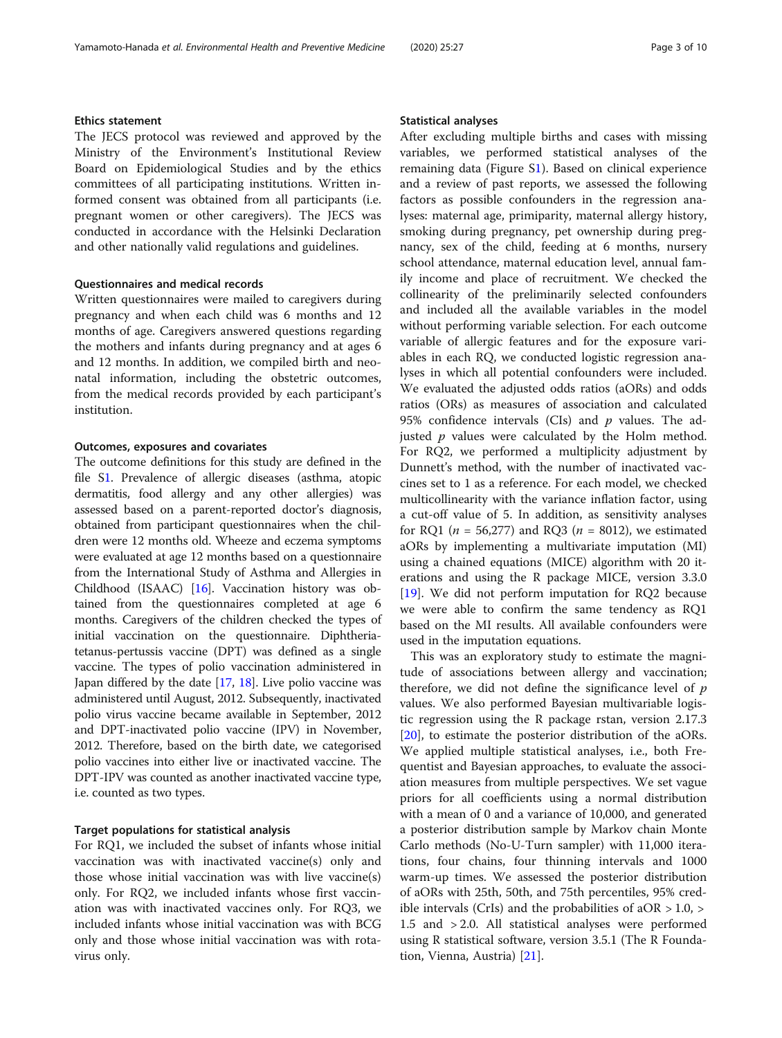## Ethics statement

The JECS protocol was reviewed and approved by the Ministry of the Environment's Institutional Review Board on Epidemiological Studies and by the ethics committees of all participating institutions. Written informed consent was obtained from all participants (i.e. pregnant women or other caregivers). The JECS was conducted in accordance with the Helsinki Declaration and other nationally valid regulations and guidelines.

## Questionnaires and medical records

Written questionnaires were mailed to caregivers during pregnancy and when each child was 6 months and 12 months of age. Caregivers answered questions regarding the mothers and infants during pregnancy and at ages 6 and 12 months. In addition, we compiled birth and neonatal information, including the obstetric outcomes, from the medical records provided by each participant's institution.

## Outcomes, exposures and covariates

The outcome definitions for this study are defined in the file S1. Prevalence of allergic diseases (asthma, atopic dermatitis, food allergy and any other allergies) was assessed based on a parent-reported doctor's diagnosis, obtained from participant questionnaires when the children were 12 months old. Wheeze and eczema symptoms were evaluated at age 12 months based on a questionnaire from the International Study of Asthma and Allergies in Childhood (ISAAC) [16]. Vaccination history was obtained from the questionnaires completed at age 6 months. Caregivers of the children checked the types of initial vaccination on the questionnaire. Diphtheria-tetanus-pertussis vaccine (DPT) was defined as a single vaccine. The types of polio vaccination administered in Japan differed by the date [17, 18]. Live polio vaccine was administered until August, 2012. Subsequently, inactivated polio virus vaccine became available in September, 2012 and DPT-inactivated polio vaccine (IPV) in November, 2012. Therefore, based on the birth date, we categorised polio vaccines into either live or inactivated vaccine. The DPT-IPV was counted as another inactivated vaccine type, i.e. counted as two types.

## Target populations for statistical analysis

For RQ1, we included the subset of infants whose initial vaccination was with inactivated vaccine(s) only and those whose initial vaccination was with live vaccine(s) only. For RQ2, we included infants whose first vaccination was with inactivated vaccines only. For RQ3, we included infants whose initial vaccination was with BCG only and those whose initial vaccination was with rotavirus only.

## Statistical analyses

After excluding multiple births and cases with missing variables, we performed statistical analyses of the remaining data (Figure S1). Based on clinical experience and a review of past reports, we assessed the following factors as possible confounders in the regression analyses: maternal age, primiparity, maternal allergy history, smoking during pregnancy, pet ownership during pregnancy, sex of the child, feeding at 6 months, nursery school attendance, maternal education level, annual family income and place of recruitment. We checked the collinearity of the preliminarily selected confounders and included all the available variables in the model without performing variable selection. For each outcome variable of allergic features and for the exposure variables in each RQ, we conducted logistic regression analyses in which all potential confounders were included. We evaluated the adjusted odds ratios (aORs) and odds ratios (ORs) as measures of association and calculated 95% confidence intervals (CIs) and $p$ values. The adjusted $p$ values were calculated by the Holm method. For RQ2, we performed a multiplicity adjustment by Dunnett's method, with the number of inactivated vaccines set to 1 as a reference. For each model, we checked multicollinearity with the variance inflation factor, using a cut-off value of 5. In addition, as sensitivity analyses for RQ1 ($n$ = 56,277) and RQ3 ($n$ = 8012), we estimated aORs by implementing a multivariate imputation (MI) using a chained equations (MICE) algorithm with 20 iterations and using the R package MICE, version 3.3.0 [19]. We did not perform imputation for RQ2 because we were able to confirm the same tendency as RQ1 based on the MI results. All available confounders were used in the imputation equations.

This was an exploratory study to estimate the magnitude of associations between allergy and vaccination; therefore, we did not define the significance level of $p$ values. We also performed Bayesian multivariable logistic regression using the R package rstan, version 2.17.3 [20], to estimate the posterior distribution of the aORs. We applied multiple statistical analyses, i.e., both Frequentist and Bayesian approaches, to evaluate the association measures from multiple perspectives. We set vague priors for all coefficients using a normal distribution with a mean of 0 and a variance of 10,000, and generated a posterior distribution sample by Markov chain Monte Carlo methods (No-U-Turn sampler) with 11,000 iterations, four chains, four thinning intervals and 1000 warm-up times. We assessed the posterior distribution of aORs with 25th, 50th, and 75th percentiles, 95% credible intervals (CrIs) and the probabilities of aOR > 1.0, > 1.5 and > 2.0. All statistical analyses were performed using R statistical software, version 3.5.1 (The R Foundation, Vienna, Austria) [21].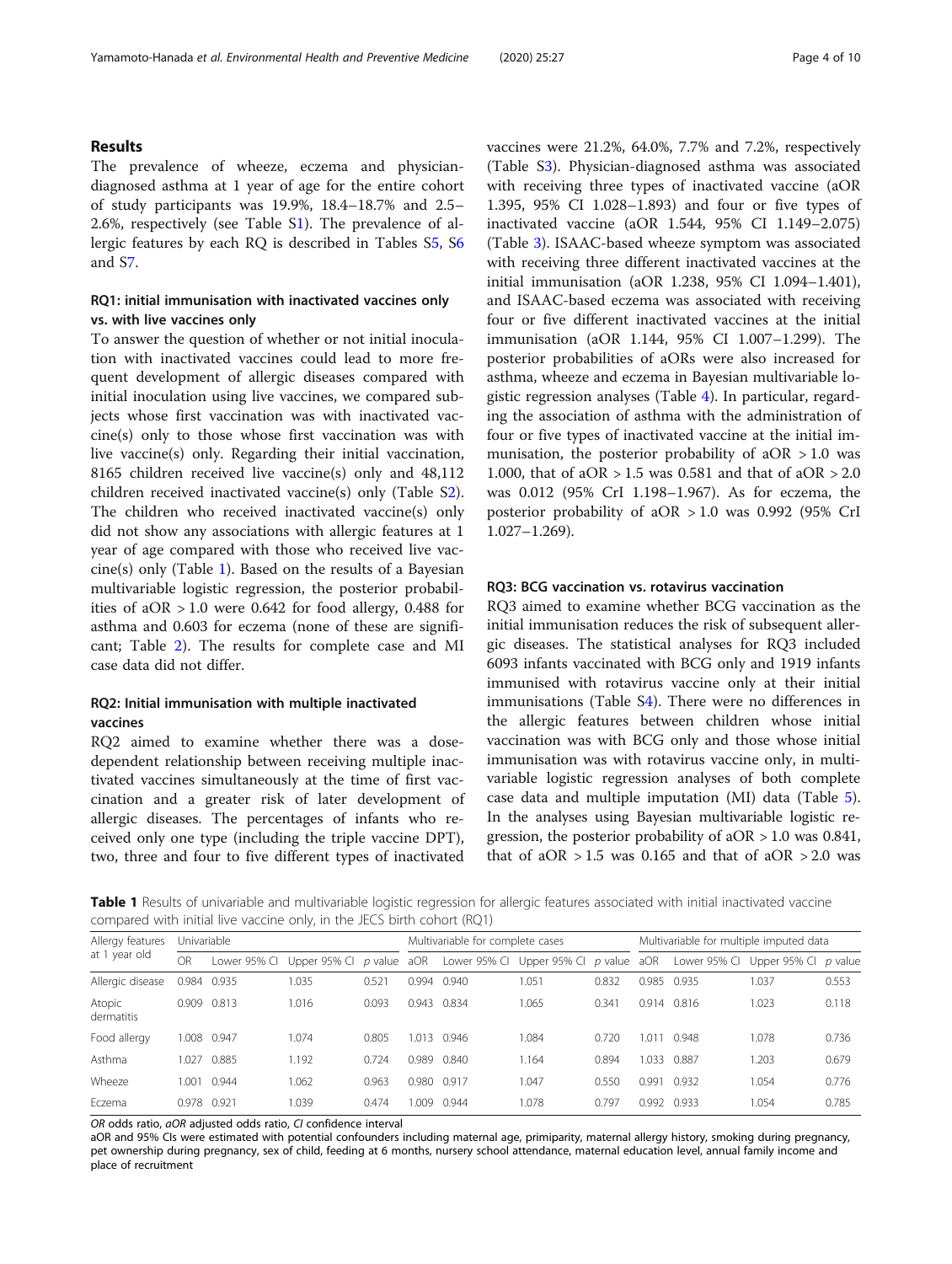## Results

The prevalence of wheeze, eczema and physician-diagnosed asthma at 1 year of age for the entire cohort of study participants was 19.9%, 18.4–18.7% and 2.5–2.6%, respectively (see Table S1). The prevalence of allergic features by each RQ is described in Tables S5, S6 and S7.

### RQ1: initial immunisation with inactivated vaccines only vs. with live vaccines only

To answer the question of whether or not initial inoculation with inactivated vaccines could lead to more frequent development of allergic diseases compared with initial inoculation using live vaccines, we compared subjects whose first vaccination was with inactivated vaccine(s) only to those whose first vaccination was with live vaccine(s) only. Regarding their initial vaccination, 8165 children received live vaccine(s) only and 48,112 children received inactivated vaccine(s) only (Table S2). The children who received inactivated vaccine(s) only did not show any associations with allergic features at 1 year of age compared with those who received live vaccine(s) only (Table 1). Based on the results of a Bayesian multivariable logistic regression, the posterior probabilities of aOR > 1.0 were 0.642 for food allergy, 0.488 for asthma and 0.603 for eczema (none of these are significant; Table 2). The results for complete case and MI case data did not differ.

### RQ2: Initial immunisation with multiple inactivated vaccines

RQ2 aimed to examine whether there was a dose-dependent relationship between receiving multiple inactivated vaccines simultaneously at the time of first vaccination and a greater risk of later development of allergic diseases. The percentages of infants who received only one type (including the triple vaccine DPT), two, three and four to five different types of inactivated vaccines were 21.2%, 64.0%, 7.7% and 7.2%, respectively (Table S3). Physician-diagnosed asthma was associated with receiving three types of inactivated vaccine (aOR 1.395, 95% CI 1.028–1.893) and four or five types of inactivated vaccine (aOR 1.544, 95% CI 1.149–2.075) (Table 3). ISAAC-based wheeze symptom was associated with receiving three different inactivated vaccines at the initial immunisation (aOR 1.238, 95% CI 1.094–1.401), and ISAAC-based eczema was associated with receiving four or five different inactivated vaccines at the initial immunisation (aOR 1.144, 95% CI 1.007–1.299). The posterior probabilities of aORs were also increased for asthma, wheeze and eczema in Bayesian multivariable logistic regression analyses (Table 4). In particular, regarding the association of asthma with the administration of four or five types of inactivated vaccine at the initial immunisation, the posterior probability of aOR > 1.0 was 1.000, that of aOR > 1.5 was 0.581 and that of aOR > 2.0 was 0.012 (95% CrI 1.198–1.967). As for eczema, the posterior probability of aOR > 1.0 was 0.992 (95% CrI 1.027–1.269).

### RQ3: BCG vaccination vs. rotavirus vaccination

RQ3 aimed to examine whether BCG vaccination as the initial immunisation reduces the risk of subsequent allergic diseases. The statistical analyses for RQ3 included 6093 infants vaccinated with BCG only and 1919 infants immunised with rotavirus vaccine only at their initial immunisations (Table S4). There were no differences in the allergic features between children whose initial vaccination was with BCG only and those whose initial immunisation was with rotavirus vaccine only, in multivariable logistic regression analyses of both complete case data and multiple imputation (MI) data (Table 5). In the analyses using Bayesian multivariable logistic regression, the posterior probability of aOR > 1.0 was 0.841, that of aOR > 1.5 was 0.165 and that of aOR > 2.0 was

**Table 1** Results of univariable and multivariable logistic regression for allergic features associated with initial inactivated vaccine compared with initial live vaccine only, in the JECS birth cohort (RQ1)

| Allergy features at 1 year old | Univariable | | | | Multivariable for complete cases | | | | Multivariable for multiple imputed data | | | |
|---|---|---|---|---|---|---|---|---|---|---|---|---|
| | OR | Lower 95% CI | Upper 95% CI | *p* value | aOR | Lower 95% CI | Upper 95% CI | *p* value | aOR | Lower 95% CI | Upper 95% CI | *p* value |
| Allergic disease | 0.984 | 0.935 | 1.035 | 0.521 | 0.994 | 0.940 | 1.051 | 0.832 | 0.985 | 0.935 | 1.037 | 0.553 |
| Atopic dermatitis | 0.909 | 0.813 | 1.016 | 0.093 | 0.943 | 0.834 | 1.065 | 0.341 | 0.914 | 0.816 | 1.023 | 0.118 |
| Food allergy | 1.008 | 0.947 | 1.074 | 0.805 | 1.013 | 0.946 | 1.084 | 0.720 | 1.011 | 0.948 | 1.078 | 0.736 |
| Asthma | 1.027 | 0.885 | 1.192 | 0.724 | 0.989 | 0.840 | 1.164 | 0.894 | 1.033 | 0.887 | 1.203 | 0.679 |
| Wheeze | 1.001 | 0.944 | 1.062 | 0.963 | 0.980 | 0.917 | 1.047 | 0.550 | 0.991 | 0.932 | 1.054 | 0.776 |
| Eczema | 0.978 | 0.921 | 1.039 | 0.474 | 1.009 | 0.944 | 1.078 | 0.797 | 0.992 | 0.933 | 1.054 | 0.785 |

*OR* odds ratio, *aOR* adjusted odds ratio, *CI* confidence interval

aOR and 95% CIs were estimated with potential confounders including maternal age, primiparity, maternal allergy history, smoking during pregnancy, pet ownership during pregnancy, sex of child, feeding at 6 months, nursery school attendance, maternal education level, annual family income and place of recruitment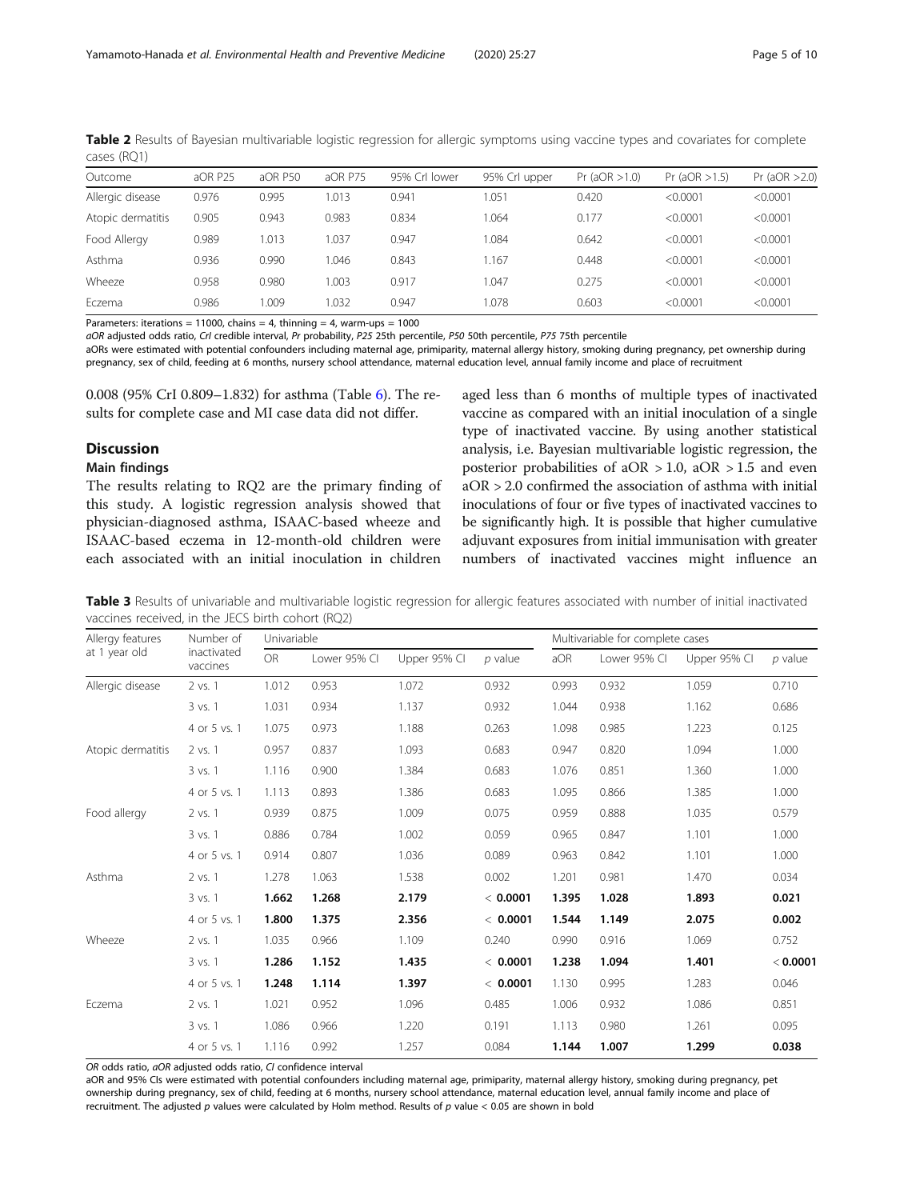**Table 2** Results of Bayesian multivariable logistic regression for allergic symptoms using vaccine types and covariates for complete cases (RQ1)

| Outcome | aOR P25 | aOR P50 | aOR P75 | 95% CrI lower | 95% CrI upper | Pr (aOR >1.0) | Pr (aOR >1.5) | Pr (aOR >2.0) |
|---|---|---|---|---|---|---|---|---|
| Allergic disease | 0.976 | 0.995 | 1.013 | 0.941 | 1.051 | 0.420 | <0.0001 | <0.0001 |
| Atopic dermatitis | 0.905 | 0.943 | 0.983 | 0.834 | 1.064 | 0.177 | <0.0001 | <0.0001 |
| Food Allergy | 0.989 | 1.013 | 1.037 | 0.947 | 1.084 | 0.642 | <0.0001 | <0.0001 |
| Asthma | 0.936 | 0.990 | 1.046 | 0.843 | 1.167 | 0.448 | <0.0001 | <0.0001 |
| Wheeze | 0.958 | 0.980 | 1.003 | 0.917 | 1.047 | 0.275 | <0.0001 | <0.0001 |
| Eczema | 0.986 | 1.009 | 1.032 | 0.947 | 1.078 | 0.603 | <0.0001 | <0.0001 |

Parameters: iterations = 11000, chains = 4, thinning = 4, warm-ups = 1000

*aOR* adjusted odds ratio, *CrI* credible interval, *Pr* probability, *P25* 25th percentile, *P50* 50th percentile, *P75* 75th percentile

aORs were estimated with potential confounders including maternal age, primiparity, maternal allergy history, smoking during pregnancy, pet ownership during pregnancy, sex of child, feeding at 6 months, nursery school attendance, maternal education level, annual family income and place of recruitment

0.008 (95% CrI 0.809–1.832) for asthma (Table 6). The results for complete case and MI case data did not differ.

## Discussion

### Main findings

The results relating to RQ2 are the primary finding of this study. A logistic regression analysis showed that physician-diagnosed asthma, ISAAC-based wheeze and ISAAC-based eczema in 12-month-old children were each associated with an initial inoculation in children aged less than 6 months of multiple types of inactivated vaccine as compared with an initial inoculation of a single type of inactivated vaccine. By using another statistical analysis, i.e. Bayesian multivariable logistic regression, the posterior probabilities of aOR > 1.0, aOR > 1.5 and even aOR > 2.0 confirmed the association of asthma with initial inoculations of four or five types of inactivated vaccines to be significantly high. It is possible that higher cumulative adjuvant exposures from initial immunisation with greater numbers of inactivated vaccines might influence an

**Table 3** Results of univariable and multivariable logistic regression for allergic features associated with number of initial inactivated vaccines received, in the JECS birth cohort (RQ2)

| Allergy features at 1 year old | Number of inactivated vaccines | Univariable | | | | Multivariable for complete cases | | | |
|---|---|---|---|---|---|---|---|---|---|
| | | OR | Lower 95% CI | Upper 95% CI | *p* value | aOR | Lower 95% CI | Upper 95% CI | *p* value |
| Allergic disease | 2 vs. 1 | 1.012 | 0.953 | 1.072 | 0.932 | 0.993 | 0.932 | 1.059 | 0.710 |
| | 3 vs. 1 | 1.031 | 0.934 | 1.137 | 0.932 | 1.044 | 0.938 | 1.162 | 0.686 |
| | 4 or 5 vs. 1 | 1.075 | 0.973 | 1.188 | 0.263 | 1.098 | 0.985 | 1.223 | 0.125 |
| Atopic dermatitis | 2 vs. 1 | 0.957 | 0.837 | 1.093 | 0.683 | 0.947 | 0.820 | 1.094 | 1.000 |
| | 3 vs. 1 | 1.116 | 0.900 | 1.384 | 0.683 | 1.076 | 0.851 | 1.360 | 1.000 |
| | 4 or 5 vs. 1 | 1.113 | 0.893 | 1.386 | 0.683 | 1.095 | 0.866 | 1.385 | 1.000 |
| Food allergy | 2 vs. 1 | 0.939 | 0.875 | 1.009 | 0.075 | 0.959 | 0.888 | 1.035 | 0.579 |
| | 3 vs. 1 | 0.886 | 0.784 | 1.002 | 0.059 | 0.965 | 0.847 | 1.101 | 1.000 |
| | 4 or 5 vs. 1 | 0.914 | 0.807 | 1.036 | 0.089 | 0.963 | 0.842 | 1.101 | 1.000 |
| Asthma | 2 vs. 1 | 1.278 | 1.063 | 1.538 | 0.002 | 1.201 | 0.981 | 1.470 | 0.034 |
| | 3 vs. 1 | **1.662** | **1.268** | **2.179** | **< 0.0001** | **1.395** | **1.028** | **1.893** | **0.021** |
| | 4 or 5 vs. 1 | **1.800** | **1.375** | **2.356** | **< 0.0001** | **1.544** | **1.149** | **2.075** | **0.002** |
| Wheeze | 2 vs. 1 | 1.035 | 0.966 | 1.109 | 0.240 | 0.990 | 0.916 | 1.069 | 0.752 |
| | 3 vs. 1 | **1.286** | **1.152** | **1.435** | **< 0.0001** | **1.238** | **1.094** | **1.401** | **< 0.0001** |
| | 4 or 5 vs. 1 | **1.248** | **1.114** | **1.397** | **< 0.0001** | 1.130 | 0.995 | 1.283 | 0.046 |
| Eczema | 2 vs. 1 | 1.021 | 0.952 | 1.096 | 0.485 | 1.006 | 0.932 | 1.086 | 0.851 |
| | 3 vs. 1 | 1.086 | 0.966 | 1.220 | 0.191 | 1.113 | 0.980 | 1.261 | 0.095 |
| | 4 or 5 vs. 1 | 1.116 | 0.992 | 1.257 | 0.084 | **1.144** | **1.007** | **1.299** | **0.038** |

*OR* odds ratio, *aOR* adjusted odds ratio, *CI* confidence interval

aOR and 95% CIs were estimated with potential confounders including maternal age, primiparity, maternal allergy history, smoking during pregnancy, pet ownership during pregnancy, sex of child, feeding at 6 months, nursery school attendance, maternal education level, annual family income and place of recruitment. The adjusted *p* values were calculated by Holm method. Results of *p* value < 0.05 are shown in bold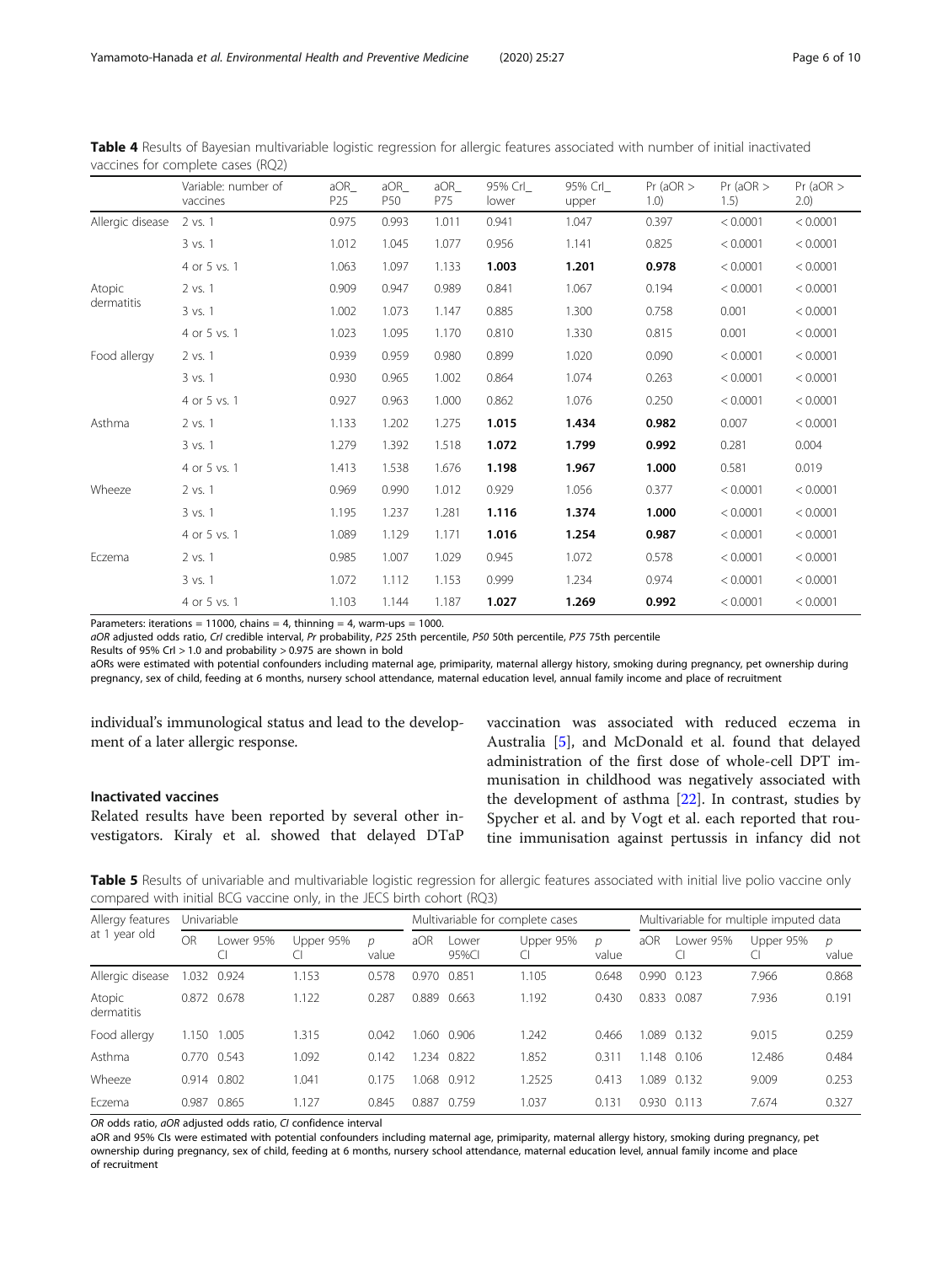**Table 4** Results of Bayesian multivariable logistic regression for allergic features associated with number of initial inactivated vaccines for complete cases (RQ2)

| | Variable: number of vaccines | aOR_P25 | aOR_P50 | aOR_P75 | 95% CrI_lower | 95% CrI_upper | Pr (aOR > 1.0) | Pr (aOR > 1.5) | Pr (aOR > 2.0) |
|---|---|---|---|---|---|---|---|---|---|
| Allergic disease | 2 vs. 1 | 0.975 | 0.993 | 1.011 | 0.941 | 1.047 | 0.397 | < 0.0001 | < 0.0001 |
| | 3 vs. 1 | 1.012 | 1.045 | 1.077 | 0.956 | 1.141 | 0.825 | < 0.0001 | < 0.0001 |
| | 4 or 5 vs. 1 | 1.063 | 1.097 | 1.133 | **1.003** | **1.201** | **0.978** | < 0.0001 | < 0.0001 |
| Atopic dermatitis | 2 vs. 1 | 0.909 | 0.947 | 0.989 | 0.841 | 1.067 | 0.194 | < 0.0001 | < 0.0001 |
| | 3 vs. 1 | 1.002 | 1.073 | 1.147 | 0.885 | 1.300 | 0.758 | 0.001 | < 0.0001 |
| | 4 or 5 vs. 1 | 1.023 | 1.095 | 1.170 | 0.810 | 1.330 | 0.815 | 0.001 | < 0.0001 |
| Food allergy | 2 vs. 1 | 0.939 | 0.959 | 0.980 | 0.899 | 1.020 | 0.090 | < 0.0001 | < 0.0001 |
| | 3 vs. 1 | 0.930 | 0.965 | 1.002 | 0.864 | 1.074 | 0.263 | < 0.0001 | < 0.0001 |
| | 4 or 5 vs. 1 | 0.927 | 0.963 | 1.000 | 0.862 | 1.076 | 0.250 | < 0.0001 | < 0.0001 |
| Asthma | 2 vs. 1 | 1.133 | 1.202 | 1.275 | **1.015** | **1.434** | **0.982** | 0.007 | < 0.0001 |
| | 3 vs. 1 | 1.279 | 1.392 | 1.518 | **1.072** | **1.799** | **0.992** | 0.281 | 0.004 |
| | 4 or 5 vs. 1 | 1.413 | 1.538 | 1.676 | **1.198** | **1.967** | **1.000** | 0.581 | 0.019 |
| Wheeze | 2 vs. 1 | 0.969 | 0.990 | 1.012 | 0.929 | 1.056 | 0.377 | < 0.0001 | < 0.0001 |
| | 3 vs. 1 | 1.195 | 1.237 | 1.281 | **1.116** | **1.374** | **1.000** | < 0.0001 | < 0.0001 |
| | 4 or 5 vs. 1 | 1.089 | 1.129 | 1.171 | **1.016** | **1.254** | **0.987** | < 0.0001 | < 0.0001 |
| Eczema | 2 vs. 1 | 0.985 | 1.007 | 1.029 | 0.945 | 1.072 | 0.578 | < 0.0001 | < 0.0001 |
| | 3 vs. 1 | 1.072 | 1.112 | 1.153 | 0.999 | 1.234 | 0.974 | < 0.0001 | < 0.0001 |
| | 4 or 5 vs. 1 | 1.103 | 1.144 | 1.187 | **1.027** | **1.269** | **0.992** | < 0.0001 | < 0.0001 |

Parameters: iterations = 11000, chains = 4, thinning = 4, warm-ups = 1000.

*aOR* adjusted odds ratio, *CrI* credible interval, *Pr* probability, *P25* 25th percentile, *P50* 50th percentile, *P75* 75th percentile

Results of 95% CrI > 1.0 and probability > 0.975 are shown in bold

aORs were estimated with potential confounders including maternal age, primiparity, maternal allergy history, smoking during pregnancy, pet ownership during pregnancy, sex of child, feeding at 6 months, nursery school attendance, maternal education level, annual family income and place of recruitment

individual's immunological status and lead to the development of a later allergic response.

### Inactivated vaccines

Related results have been reported by several other investigators. Kiraly et al. showed that delayed DTaP vaccination was associated with reduced eczema in Australia [5], and McDonald et al. found that delayed administration of the first dose of whole-cell DPT immunisation in childhood was negatively associated with the development of asthma [22]. In contrast, studies by Spycher et al. and by Vogt et al. each reported that routine immunisation against pertussis in infancy did not

**Table 5** Results of univariable and multivariable logistic regression for allergic features associated with initial live polio vaccine only compared with initial BCG vaccine only, in the JECS birth cohort (RQ3)

| Allergy features at 1 year old | Univariable | | | | Multivariable for complete cases | | | | Multivariable for multiple imputed data | | | |
|---|---|---|---|---|---|---|---|---|---|---|---|---|
| | OR | Lower 95% CI | Upper 95% CI | *p* value | aOR | Lower 95%CI | Upper 95% CI | *p* value | aOR | Lower 95% CI | Upper 95% CI | *p* value |
| Allergic disease | 1.032 | 0.924 | 1.153 | 0.578 | 0.970 | 0.851 | 1.105 | 0.648 | 0.990 | 0.123 | 7.966 | 0.868 |
| Atopic dermatitis | 0.872 | 0.678 | 1.122 | 0.287 | 0.889 | 0.663 | 1.192 | 0.430 | 0.833 | 0.087 | 7.936 | 0.191 |
| Food allergy | 1.150 | 1.005 | 1.315 | 0.042 | 1.060 | 0.906 | 1.242 | 0.466 | 1.089 | 0.132 | 9.015 | 0.259 |
| Asthma | 0.770 | 0.543 | 1.092 | 0.142 | 1.234 | 0.822 | 1.852 | 0.311 | 1.148 | 0.106 | 12.486 | 0.484 |
| Wheeze | 0.914 | 0.802 | 1.041 | 0.175 | 1.068 | 0.912 | 1.2525 | 0.413 | 1.089 | 0.132 | 9.009 | 0.253 |
| Eczema | 0.987 | 0.865 | 1.127 | 0.845 | 0.887 | 0.759 | 1.037 | 0.131 | 0.930 | 0.113 | 7.674 | 0.327 |

*OR* odds ratio, *aOR* adjusted odds ratio, *CI* confidence interval

aOR and 95% CIs were estimated with potential confounders including maternal age, primiparity, maternal allergy history, smoking during pregnancy, pet ownership during pregnancy, sex of child, feeding at 6 months, nursery school attendance, maternal education level, annual family income and place of recruitment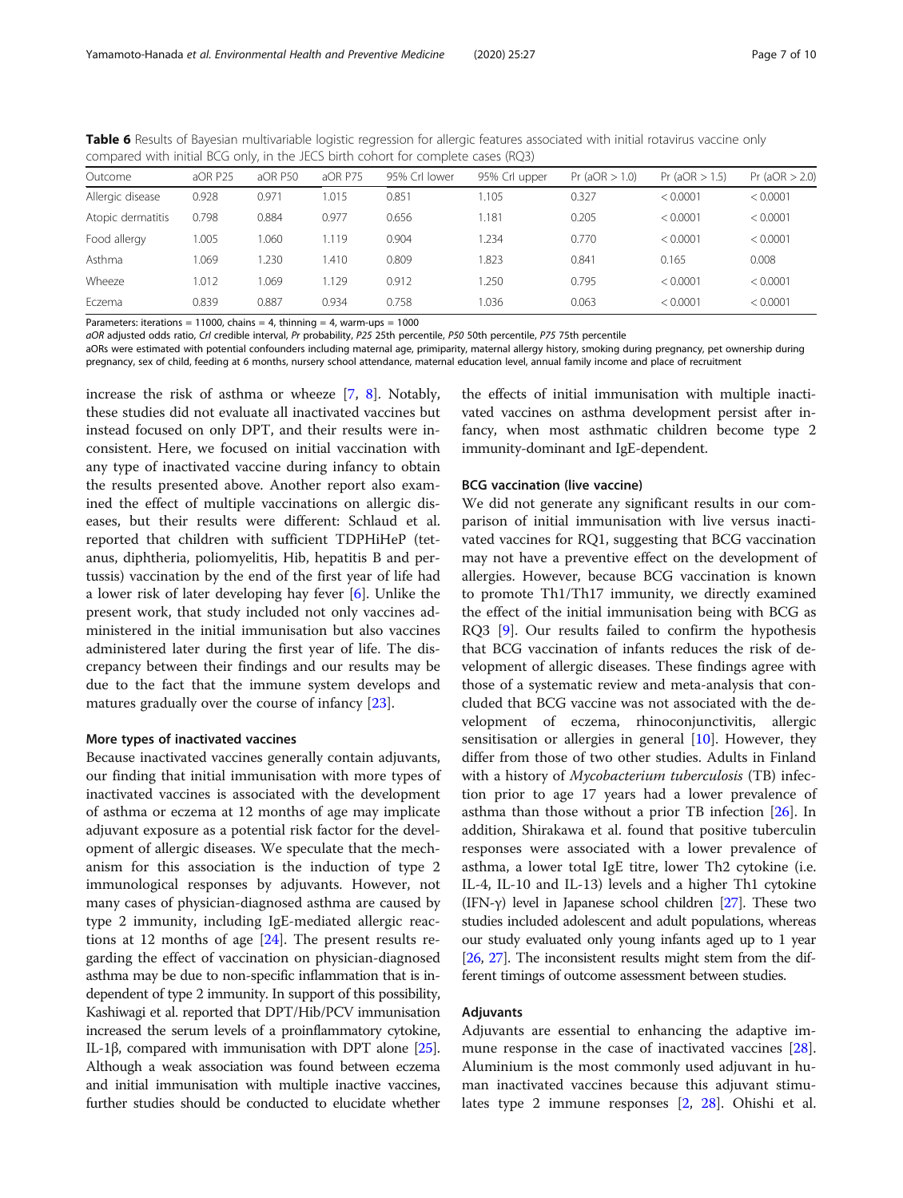**Table 6** Results of Bayesian multivariable logistic regression for allergic features associated with initial rotavirus vaccine only compared with initial BCG only, in the JECS birth cohort for complete cases (RQ3)

| Outcome | aOR P25 | aOR P50 | aOR P75 | 95% CrI lower | 95% CrI upper | Pr (aOR > 1.0) | Pr (aOR > 1.5) | Pr (aOR > 2.0) |
|---|---|---|---|---|---|---|---|---|
| Allergic disease | 0.928 | 0.971 | 1.015 | 0.851 | 1.105 | 0.327 | < 0.0001 | < 0.0001 |
| Atopic dermatitis | 0.798 | 0.884 | 0.977 | 0.656 | 1.181 | 0.205 | < 0.0001 | < 0.0001 |
| Food allergy | 1.005 | 1.060 | 1.119 | 0.904 | 1.234 | 0.770 | < 0.0001 | < 0.0001 |
| Asthma | 1.069 | 1.230 | 1.410 | 0.809 | 1.823 | 0.841 | 0.165 | 0.008 |
| Wheeze | 1.012 | 1.069 | 1.129 | 0.912 | 1.250 | 0.795 | < 0.0001 | < 0.0001 |
| Eczema | 0.839 | 0.887 | 0.934 | 0.758 | 1.036 | 0.063 | < 0.0001 | < 0.0001 |

Parameters: iterations = 11000, chains = 4, thinning = 4, warm-ups = 1000

*aOR* adjusted odds ratio, *CrI* credible interval, *Pr* probability, *P25* 25th percentile, *P50* 50th percentile, *P75* 75th percentile

aORs were estimated with potential confounders including maternal age, primiparity, maternal allergy history, smoking during pregnancy, pet ownership during pregnancy, sex of child, feeding at 6 months, nursery school attendance, maternal education level, annual family income and place of recruitment

increase the risk of asthma or wheeze [7, 8]. Notably, these studies did not evaluate all inactivated vaccines but instead focused on only DPT, and their results were inconsistent. Here, we focused on initial vaccination with any type of inactivated vaccine during infancy to obtain the results presented above. Another report also examined the effect of multiple vaccinations on allergic diseases, but their results were different: Schlaud et al. reported that children with sufficient TDPHiHeP (tetanus, diphtheria, poliomyelitis, Hib, hepatitis B and pertussis) vaccination by the end of the first year of life had a lower risk of later developing hay fever [6]. Unlike the present work, that study included not only vaccines administered in the initial immunisation but also vaccines administered later during the first year of life. The discrepancy between their findings and our results may be due to the fact that the immune system develops and matures gradually over the course of infancy [23].

### More types of inactivated vaccines

Because inactivated vaccines generally contain adjuvants, our finding that initial immunisation with more types of inactivated vaccines is associated with the development of asthma or eczema at 12 months of age may implicate adjuvant exposure as a potential risk factor for the development of allergic diseases. We speculate that the mechanism for this association is the induction of type 2 immunological responses by adjuvants. However, not many cases of physician-diagnosed asthma are caused by type 2 immunity, including IgE-mediated allergic reactions at 12 months of age [24]. The present results regarding the effect of vaccination on physician-diagnosed asthma may be due to non-specific inflammation that is independent of type 2 immunity. In support of this possibility, Kashiwagi et al. reported that DPT/Hib/PCV immunisation increased the serum levels of a proinflammatory cytokine, IL-1β, compared with immunisation with DPT alone [25]. Although a weak association was found between eczema and initial immunisation with multiple inactive vaccines, further studies should be conducted to elucidate whether the effects of initial immunisation with multiple inactivated vaccines on asthma development persist after infancy, when most asthmatic children become type 2 immunity-dominant and IgE-dependent.

### BCG vaccination (live vaccine)

We did not generate any significant results in our comparison of initial immunisation with live versus inactivated vaccines for RQ1, suggesting that BCG vaccination may not have a preventive effect on the development of allergies. However, because BCG vaccination is known to promote Th1/Th17 immunity, we directly examined the effect of the initial immunisation being with BCG as RQ3 [9]. Our results failed to confirm the hypothesis that BCG vaccination of infants reduces the risk of development of allergic diseases. These findings agree with those of a systematic review and meta-analysis that concluded that BCG vaccine was not associated with the development of eczema, rhinoconjunctivitis, allergic sensitisation or allergies in general [10]. However, they differ from those of two other studies. Adults in Finland with a history of *Mycobacterium tuberculosis* (TB) infection prior to age 17 years had a lower prevalence of asthma than those without a prior TB infection [26]. In addition, Shirakawa et al. found that positive tuberculin responses were associated with a lower prevalence of asthma, a lower total IgE titre, lower Th2 cytokine (i.e. IL-4, IL-10 and IL-13) levels and a higher Th1 cytokine (IFN-γ) level in Japanese school children [27]. These two studies included adolescent and adult populations, whereas our study evaluated only young infants aged up to 1 year [26, 27]. The inconsistent results might stem from the different timings of outcome assessment between studies.

### Adjuvants

Adjuvants are essential to enhancing the adaptive immune response in the case of inactivated vaccines [28]. Aluminium is the most commonly used adjuvant in human inactivated vaccines because this adjuvant stimulates type 2 immune responses [2, 28]. Ohishi et al.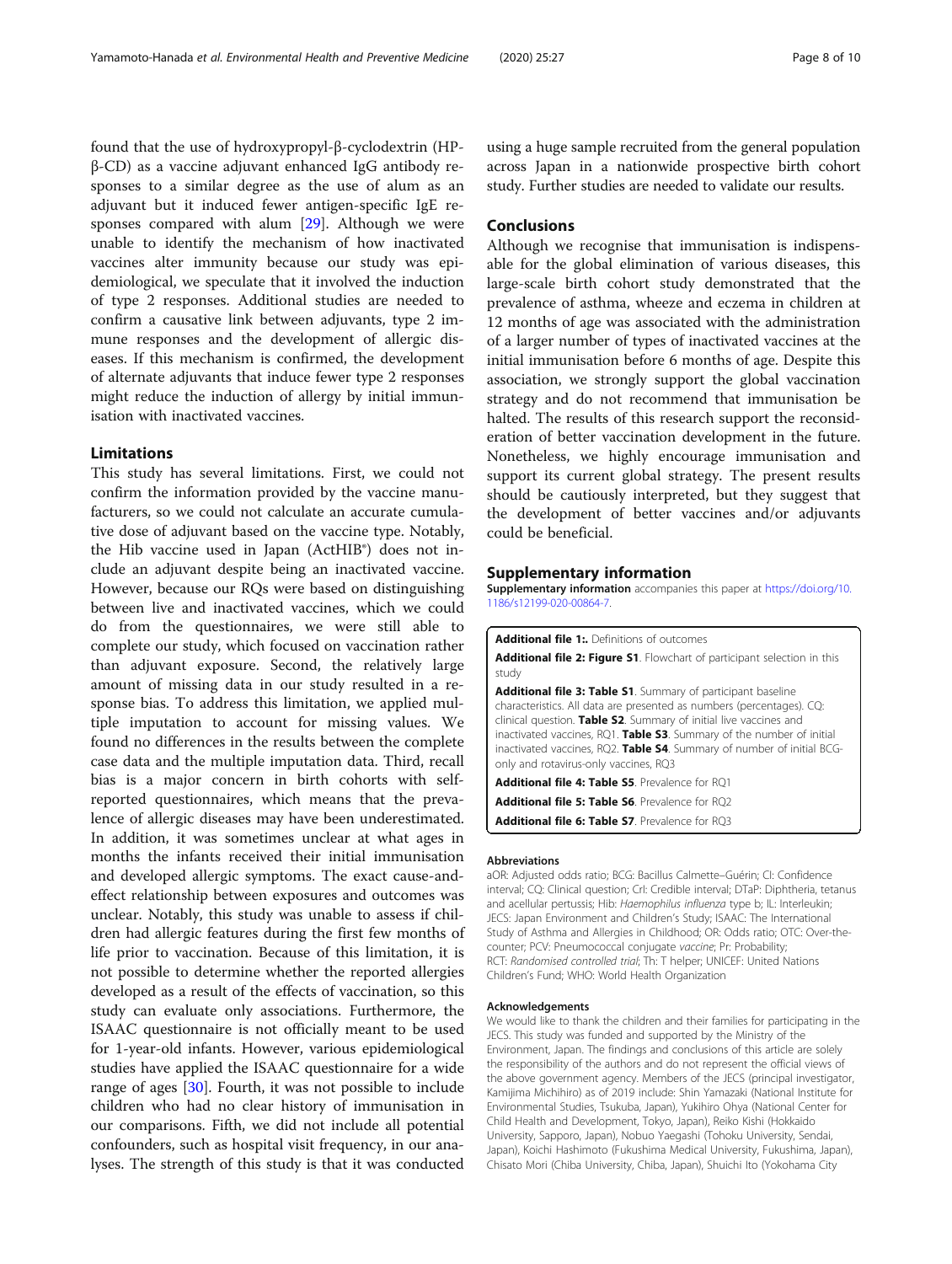found that the use of hydroxypropyl-β-cyclodextrin (HP-β-CD) as a vaccine adjuvant enhanced IgG antibody responses to a similar degree as the use of alum as an adjuvant but it induced fewer antigen-specific IgE responses compared with alum [29]. Although we were unable to identify the mechanism of how inactivated vaccines alter immunity because our study was epidemiological, we speculate that it involved the induction of type 2 responses. Additional studies are needed to confirm a causative link between adjuvants, type 2 immune responses and the development of allergic diseases. If this mechanism is confirmed, the development of alternate adjuvants that induce fewer type 2 responses might reduce the induction of allergy by initial immunisation with inactivated vaccines.

## Limitations

This study has several limitations. First, we could not confirm the information provided by the vaccine manufacturers, so we could not calculate an accurate cumulative dose of adjuvant based on the vaccine type. Notably, the Hib vaccine used in Japan (ActHIB®) does not include an adjuvant despite being an inactivated vaccine. However, because our RQs were based on distinguishing between live and inactivated vaccines, which we could do from the questionnaires, we were still able to complete our study, which focused on vaccination rather than adjuvant exposure. Second, the relatively large amount of missing data in our study resulted in a response bias. To address this limitation, we applied multiple imputation to account for missing values. We found no differences in the results between the complete case data and the multiple imputation data. Third, recall bias is a major concern in birth cohorts with self-reported questionnaires, which means that the prevalence of allergic diseases may have been underestimated. In addition, it was sometimes unclear at what ages in months the infants received their initial immunisation and developed allergic symptoms. The exact cause-and-effect relationship between exposures and outcomes was unclear. Notably, this study was unable to assess if children had allergic features during the first few months of life prior to vaccination. Because of this limitation, it is not possible to determine whether the reported allergies developed as a result of the effects of vaccination, so this study can evaluate only associations. Furthermore, the ISAAC questionnaire is not officially meant to be used for 1-year-old infants. However, various epidemiological studies have applied the ISAAC questionnaire for a wide range of ages [30]. Fourth, it was not possible to include children who had no clear history of immunisation in our comparisons. Fifth, we did not include all potential confounders, such as hospital visit frequency, in our analyses. The strength of this study is that it was conducted using a huge sample recruited from the general population across Japan in a nationwide prospective birth cohort study. Further studies are needed to validate our results.

## Conclusions

Although we recognise that immunisation is indispensable for the global elimination of various diseases, this large-scale birth cohort study demonstrated that the prevalence of asthma, wheeze and eczema in children at 12 months of age was associated with the administration of a larger number of types of inactivated vaccines at the initial immunisation before 6 months of age. Despite this association, we strongly support the global vaccination strategy and do not recommend that immunisation be halted. The results of this research support the reconsideration of better vaccination development in the future. Nonetheless, we highly encourage immunisation and support its current global strategy. The present results should be cautiously interpreted, but they suggest that the development of better vaccines and/or adjuvants could be beneficial.

## Supplementary information

**Supplementary information** accompanies this paper at https://doi.org/10.1186/s12199-020-00864-7.

**Additional file 1:.** Definitions of outcomes

**Additional file 2: Figure S1**. Flowchart of participant selection in this study

**Additional file 3: Table S1**. Summary of participant baseline characteristics. All data are presented as numbers (percentages). CQ: clinical question. **Table S2**. Summary of initial live vaccines and inactivated vaccines, RQ1. **Table S3**. Summary of the number of initial inactivated vaccines, RQ2. **Table S4**. Summary of number of initial BCG-only and rotavirus-only vaccines, RQ3

**Additional file 4: Table S5**. Prevalence for RQ1

**Additional file 5: Table S6**. Prevalence for RQ2

**Additional file 6: Table S7**. Prevalence for RQ3

### Abbreviations

aOR: Adjusted odds ratio; BCG: Bacillus Calmette–Guérin; CI: Confidence interval; CQ: Clinical question; CrI: Credible interval; DTaP: Diphtheria, tetanus and acellular pertussis; Hib: *Haemophilus influenza* type b; IL: Interleukin; JECS: Japan Environment and Children's Study; ISAAC: The International Study of Asthma and Allergies in Childhood; OR: Odds ratio; OTC: Over-the-counter; PCV: Pneumococcal conjugate *vaccine*; Pr: Probability; RCT: *Randomised controlled trial*; Th: T helper; UNICEF: United Nations Children's Fund; WHO: World Health Organization

### Acknowledgements

We would like to thank the children and their families for participating in the JECS. This study was funded and supported by the Ministry of the Environment, Japan. The findings and conclusions of this article are solely the responsibility of the authors and do not represent the official views of the above government agency. Members of the JECS (principal investigator, Kamijima Michihiro) as of 2019 include: Shin Yamazaki (National Institute for Environmental Studies, Tsukuba, Japan), Yukihiro Ohya (National Center for Child Health and Development, Tokyo, Japan), Reiko Kishi (Hokkaido University, Sapporo, Japan), Nobuo Yaegashi (Tohoku University, Sendai, Japan), Koichi Hashimoto (Fukushima Medical University, Fukushima, Japan), Chisato Mori (Chiba University, Chiba, Japan), Shuichi Ito (Yokohama City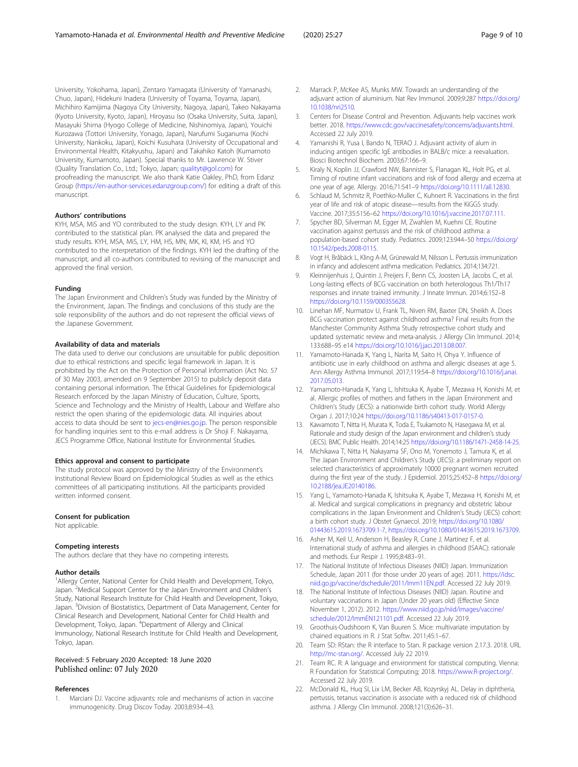University, Yokohama, Japan), Zentaro Yamagata (University of Yamanashi, Chuo, Japan), Hidekuni Inadera (University of Toyama, Toyama, Japan), Michihiro Kamijima (Nagoya City University, Nagoya, Japan), Takeo Nakayama (Kyoto University, Kyoto, Japan), Hiroyasu Iso (Osaka University, Suita, Japan), Masayuki Shima (Hyogo College of Medicine, Nishinomiya, Japan), Youichi Kurozawa (Tottori University, Yonago, Japan), Narufumi Suganuma (Kochi University, Nankoku, Japan), Koichi Kusuhara (University of Occupational and Environmental Health, Kitakyushu, Japan) and Takahiko Katoh (Kumamoto University, Kumamoto, Japan). Special thanks to Mr. Lawrence W. Stiver (Quality Translation Co., Ltd.; Tokyo, Japan; qualityt@gol.com) for proofreading the manuscript. We also thank Katie Oakley, PhD, from Edanz Group (https://en-author-services.edanzgroup.com/) for editing a draft of this manuscript.

### Authors' contributions

KYH, MSA, MiS and YO contributed to the study design. KYH, LY and PK contributed to the statistical plan. PK analysed the data and prepared the study results. KYH, MSA, MiS, LY, HM, HS, MN, MK, KI, KM, HS and YO contributed to the interpretation of the findings. KYH led the drafting of the manuscript, and all co-authors contributed to revising of the manuscript and approved the final version.

### Funding

The Japan Environment and Children's Study was funded by the Ministry of the Environment, Japan. The findings and conclusions of this study are the sole responsibility of the authors and do not represent the official views of the Japanese Government.

### Availability of data and materials

The data used to derive our conclusions are unsuitable for public deposition due to ethical restrictions and specific legal framework in Japan. It is prohibited by the Act on the Protection of Personal Information (Act No. 57 of 30 May 2003, amended on 9 September 2015) to publicly deposit data containing personal information. The Ethical Guidelines for Epidemiological Research enforced by the Japan Ministry of Education, Culture, Sports, Science and Technology and the Ministry of Health, Labour and Welfare also restrict the open sharing of the epidemiologic data. All inquiries about access to data should be sent to jecs-en@nies.go.jp. The person responsible for handling inquiries sent to this e-mail address is Dr Shoji F. Nakayama, JECS Programme Office, National Institute for Environmental Studies.

### Ethics approval and consent to participate

The study protocol was approved by the Ministry of the Environment's Institutional Review Board on Epidemiological Studies as well as the ethics committees of all participating institutions. All the participants provided written informed consent.

### Consent for publication

Not applicable.

### Competing interests

The authors declare that they have no competing interests.

### Author details

[1]Allergy Center, National Center for Child Health and Development, Tokyo, Japan. [2]Medical Support Center for the Japan Environment and Children's Study, National Research Institute for Child Health and Development, Tokyo, Japan. [3]Division of Biostatistics, Department of Data Management, Center for Clinical Research and Development, National Center for Child Health and Development, Tokyo, Japan. [4]Department of Allergy and Clinical Immunology, National Research Institute for Child Health and Development, Tokyo, Japan.

Received: 5 February 2020 Accepted: 18 June 2020
Published online: 07 July 2020

### References

1. Marciani DJ. Vaccine adjuvants: role and mechanisms of action in vaccine immunogenicity. Drug Discov Today. 2003;8:934–43.
2. Marrack P, McKee AS, Munks MW. Towards an understanding of the adjuvant action of aluminium. Nat Rev Immunol. 2009;9:287 https://doi.org/10.1038/nri2510.
3. Centers for Disease Control and Prevention. Adjuvants help vaccines work better. 2018. https://www.cdc.gov/vaccinesafety/concerns/adjuvants.html. Accessed 22 July 2019.
4. Yamanishi R, Yusa I, Bando N, TERAO J. Adjuvant activity of alum in inducing antigen specific IgE antibodies in BALB/c mice: a reevaluation. Biosci Biotechnol Biochem. 2003;67:166–9.
5. Kiraly N, Koplin JJ, Crawford NW, Bannister S, Flanagan KL, Holt PG, et al. Timing of routine infant vaccinations and risk of food allergy and eczema at one year of age. Allergy. 2016;71:541–9 https://doi.org/10.1111/all.12830.
6. Schlaud M, Schmitz R, Poethko-Muller C, Kuhnert R. Vaccinations in the first year of life and risk of atopic disease—results from the KiGGS study. Vaccine. 2017;35:5156–62 https://doi.org/10.1016/j.vaccine.2017.07.111.
7. Spycher BD, Silverman M, Egger M, Zwahlen M, Kuehni CE. Routine vaccination against pertussis and the risk of childhood asthma: a population-based cohort study. Pediatrics. 2009;123:944–50 https://doi.org/10.1542/peds.2008-0115.
8. Vogt H, Bråbäck L, Kling A-M, Grünewald M, Nilsson L. Pertussis immunization in infancy and adolescent asthma medication. Pediatrics. 2014;134:721.
9. Kleinnijenhuis J, Quintin J, Preijers F, Benn CS, Joosten LA, Jacobs C, et al. Long-lasting effects of BCG vaccination on both heterologous Th1/Th17 responses and innate trained immunity. J Innate Immun. 2014;6:152–8 https://doi.org/10.1159/000355628.
10. Linehan MF, Nurmatov U, Frank TL, Niven RM, Baxter DN, Sheikh A. Does BCG vaccination protect against childhood asthma? Final results from the Manchester Community Asthma Study retrospective cohort study and updated systematic review and meta-analysis. J Allergy Clin Immunol. 2014; 133:688–95 e14 https://doi.org/10.1016/j.jaci.2013.08.007.
11. Yamamoto-Hanada K, Yang L, Narita M, Saito H, Ohya Y. Influence of antibiotic use in early childhood on asthma and allergic diseases at age 5. Ann Allergy Asthma Immunol. 2017;119:54–8 https://doi.org/10.1016/j.anai.2017.05.013.
12. Yamamoto-Hanada K, Yang L, Ishitsuka K, Ayabe T, Mezawa H, Konishi M, et al. Allergic profiles of mothers and fathers in the Japan Environment and Children's Study (JECS): a nationwide birth cohort study. World Allergy Organ J. 2017;10:24 https://doi.org/10.1186/s40413-017-0157-0.
13. Kawamoto T, Nitta H, Murata K, Toda E, Tsukamoto N, Hasegawa M, et al. Rationale and study design of the Japan environment and children's study (JECS). BMC Public Health. 2014;14:25 https://doi.org/10.1186/1471-2458-14-25.
14. Michikawa T, Nitta H, Nakayama SF, Ono M, Yonemoto J, Tamura K, et al. The Japan Environment and Children's Study (JECS): a preliminary report on selected characteristics of approximately 10000 pregnant women recruited during the first year of the study. J Epidemiol. 2015;25:452–8 https://doi.org/10.2188/jea.JE20140186.
15. Yang L, Yamamoto-Hanada K, Ishitsuka K, Ayabe T, Mezawa H, Konishi M, et al. Medical and surgical complications in pregnancy and obstetric labour complications in the Japan Environment and Children's Study (JECS) cohort: a birth cohort study. J Obstet Gynaecol. 2019; https://doi.org/10.1080/01443615.2019.1673709.1-7, https://doi.org/10.1080/01443615.2019.1673709.
16. Asher M, Keil U, Anderson H, Beasley R, Crane J, Martinez F, et al. International study of asthma and allergies in childhood (ISAAC): rationale and methods. Eur Respir J. 1995;8:483–91.
17. The National Institute of Infectious Diseases (NIID) Japan. Immunization Schedule, Japan 2011 (for those under 20 years of age). 2011. https://idsc.niid.go.jp/vaccine/dschedule/2011/Imm11EN.pdf. Accessed 22 July 2019.
18. The National Institute of Infectious Diseases (NIID) Japan. Routine and voluntary vaccinations in Japan (Under 20 years old) (Effective Since November 1, 2012). 2012. https://www.niid.go.jp/niid/images/vaccine/schedule/2012/ImmEN121101.pdf. Accessed 22 July 2019.
19. Groothuis-Oudshoorn K, Van Buuren S. Mice: multivariate imputation by chained equations in R. J Stat Softw. 2011;45:1–67.
20. Team SD: RStan: the R interface to Stan. R package version 2.17.3. 2018. URL http://mc-stan.org/. Accessed July 22 2019.
21. Team RC. R: A language and environment for statistical computing. Vienna: R Foundation for Statistical Computing; 2018. https://www.R-project.org/. Accessed 22 July 2019.
22. McDonald KL, Huq SI, Lix LM, Becker AB, Kozyrskyj AL. Delay in diphtheria, pertussis, tetanus vaccination is associate with a reduced risk of childhood asthma. J Allergy Clin Immunol. 2008;121(3):626–31.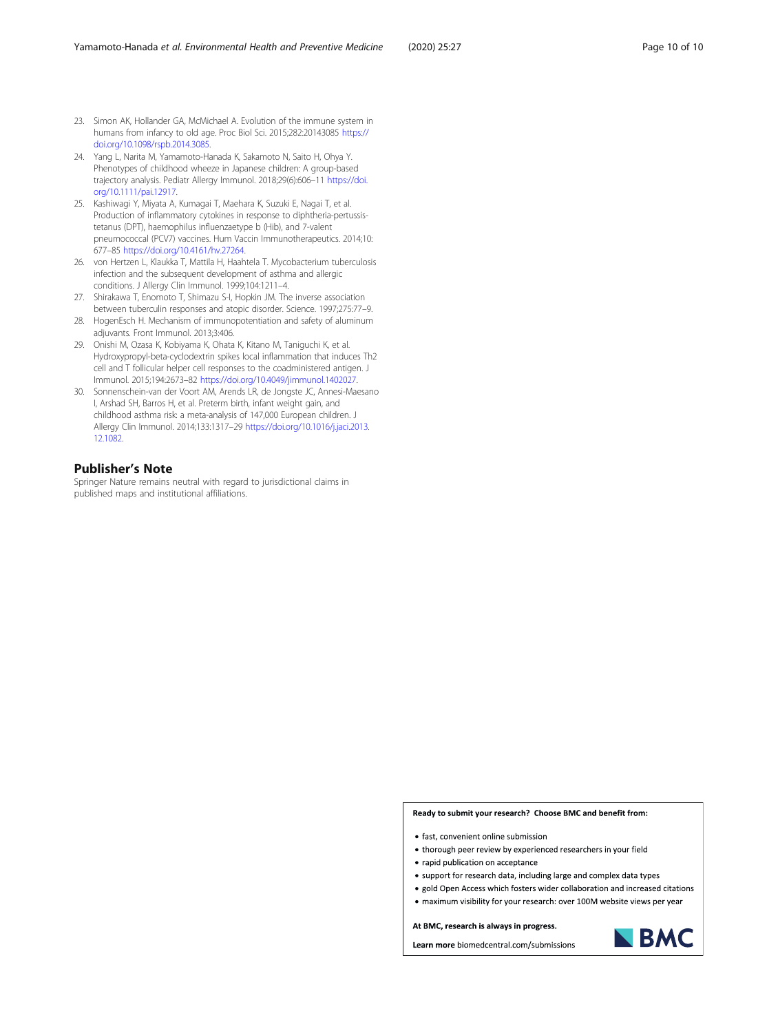23. Simon AK, Hollander GA, McMichael A. Evolution of the immune system in humans from infancy to old age. Proc Biol Sci. 2015;282:20143085 https://doi.org/10.1098/rspb.2014.3085.
24. Yang L, Narita M, Yamamoto-Hanada K, Sakamoto N, Saito H, Ohya Y. Phenotypes of childhood wheeze in Japanese children: A group-based trajectory analysis. Pediatr Allergy Immunol. 2018;29(6):606–11 https://doi.org/10.1111/pai.12917.
25. Kashiwagi Y, Miyata A, Kumagai T, Maehara K, Suzuki E, Nagai T, et al. Production of inflammatory cytokines in response to diphtheria-pertussis-tetanus (DPT), haemophilus influenzaetype b (Hib), and 7-valent pneumococcal (PCV7) vaccines. Hum Vaccin Immunotherapeutics. 2014;10:677–85 https://doi.org/10.4161/hv.27264.
26. von Hertzen L, Klaukka T, Mattila H, Haahtela T. Mycobacterium tuberculosis infection and the subsequent development of asthma and allergic conditions. J Allergy Clin Immunol. 1999;104:1211–4.
27. Shirakawa T, Enomoto T, Shimazu S-I, Hopkin JM. The inverse association between tuberculin responses and atopic disorder. Science. 1997;275:77–9.
28. HogenEsch H. Mechanism of immunopotentiation and safety of aluminum adjuvants. Front Immunol. 2013;3:406.
29. Onishi M, Ozasa K, Kobiyama K, Ohata K, Kitano M, Taniguchi K, et al. Hydroxypropyl-beta-cyclodextrin spikes local inflammation that induces Th2 cell and T follicular helper cell responses to the coadministered antigen. J Immunol. 2015;194:2673–82 https://doi.org/10.4049/jimmunol.1402027.
30. Sonnenschein-van der Voort AM, Arends LR, de Jongste JC, Annesi-Maesano I, Arshad SH, Barros H, et al. Preterm birth, infant weight gain, and childhood asthma risk: a meta-analysis of 147,000 European children. J Allergy Clin Immunol. 2014;133:1317–29 https://doi.org/10.1016/j.jaci.2013.12.1082.

## Publisher's Note

Springer Nature remains neutral with regard to jurisdictional claims in published maps and institutional affiliations.

**Ready to submit your research? Choose BMC and benefit from:**

- fast, convenient online submission
- thorough peer review by experienced researchers in your field
- rapid publication on acceptance
- support for research data, including large and complex data types
- gold Open Access which fosters wider collaboration and increased citations
- maximum visibility for your research: over 100M website views per year

**At BMC, research is always in progress.**

**Learn more** biomedcentral.com/submissions

BMC